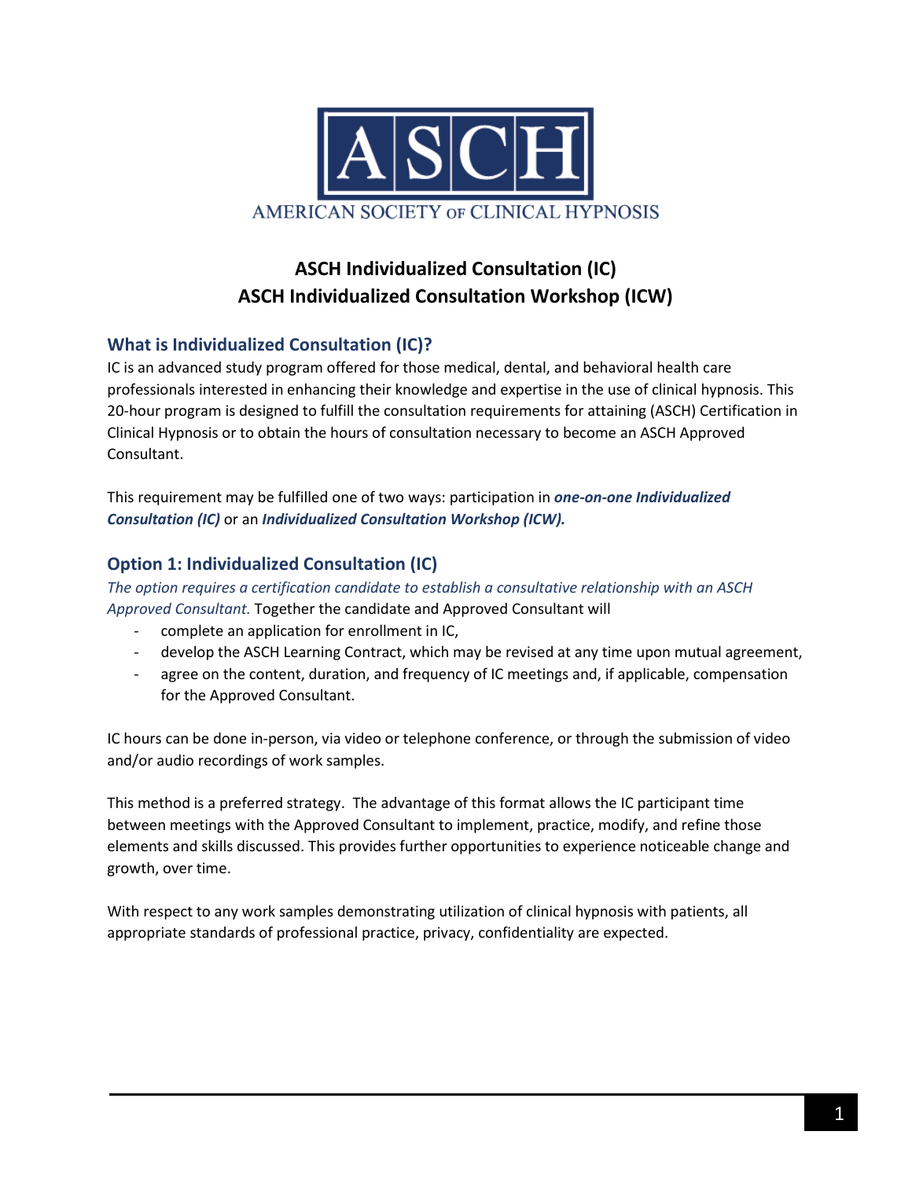AMERICAN SOCIETY OF CLINICAL HYPNOSIS

# ASCH Individualized Consultation (IC)
# ASCH Individualized Consultation Workshop (ICW)

## What is Individualized Consultation (IC)?

IC is an advanced study program offered for those medical, dental, and behavioral health care professionals interested in enhancing their knowledge and expertise in the use of clinical hypnosis. This 20-hour program is designed to fulfill the consultation requirements for attaining (ASCH) Certification in Clinical Hypnosis or to obtain the hours of consultation necessary to become an ASCH Approved Consultant.

This requirement may be fulfilled one of two ways: participation in ***one-on-one Individualized Consultation (IC)*** or an ***Individualized Consultation Workshop (ICW).***

## Option 1: Individualized Consultation (IC)

*The option requires a certification candidate to establish a consultative relationship with an ASCH Approved Consultant.* Together the candidate and Approved Consultant will

- complete an application for enrollment in IC,
- develop the ASCH Learning Contract, which may be revised at any time upon mutual agreement,
- agree on the content, duration, and frequency of IC meetings and, if applicable, compensation for the Approved Consultant.

IC hours can be done in-person, via video or telephone conference, or through the submission of video and/or audio recordings of work samples.

This method is a preferred strategy. The advantage of this format allows the IC participant time between meetings with the Approved Consultant to implement, practice, modify, and refine those elements and skills discussed. This provides further opportunities to experience noticeable change and growth, over time.

With respect to any work samples demonstrating utilization of clinical hypnosis with patients, all appropriate standards of professional practice, privacy, confidentiality are expected.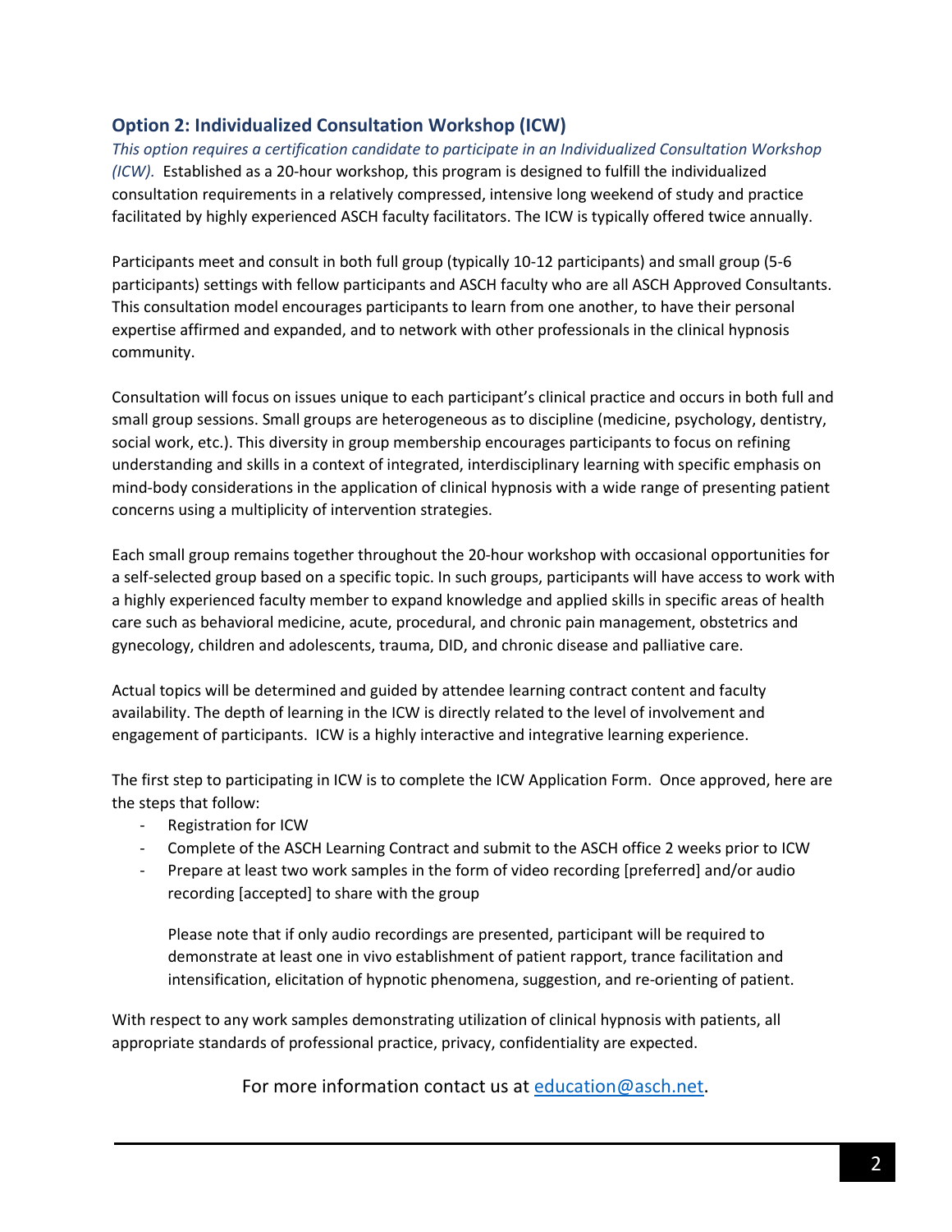## Option 2: Individualized Consultation Workshop (ICW)

*This option requires a certification candidate to participate in an Individualized Consultation Workshop (ICW).* Established as a 20-hour workshop, this program is designed to fulfill the individualized consultation requirements in a relatively compressed, intensive long weekend of study and practice facilitated by highly experienced ASCH faculty facilitators. The ICW is typically offered twice annually.

Participants meet and consult in both full group (typically 10-12 participants) and small group (5-6 participants) settings with fellow participants and ASCH faculty who are all ASCH Approved Consultants. This consultation model encourages participants to learn from one another, to have their personal expertise affirmed and expanded, and to network with other professionals in the clinical hypnosis community.

Consultation will focus on issues unique to each participant's clinical practice and occurs in both full and small group sessions. Small groups are heterogeneous as to discipline (medicine, psychology, dentistry, social work, etc.). This diversity in group membership encourages participants to focus on refining understanding and skills in a context of integrated, interdisciplinary learning with specific emphasis on mind-body considerations in the application of clinical hypnosis with a wide range of presenting patient concerns using a multiplicity of intervention strategies.

Each small group remains together throughout the 20-hour workshop with occasional opportunities for a self-selected group based on a specific topic. In such groups, participants will have access to work with a highly experienced faculty member to expand knowledge and applied skills in specific areas of health care such as behavioral medicine, acute, procedural, and chronic pain management, obstetrics and gynecology, children and adolescents, trauma, DID, and chronic disease and palliative care.

Actual topics will be determined and guided by attendee learning contract content and faculty availability. The depth of learning in the ICW is directly related to the level of involvement and engagement of participants. ICW is a highly interactive and integrative learning experience.

The first step to participating in ICW is to complete the ICW Application Form. Once approved, here are the steps that follow:

- Registration for ICW
- Complete of the ASCH Learning Contract and submit to the ASCH office 2 weeks prior to ICW
- Prepare at least two work samples in the form of video recording [preferred] and/or audio recording [accepted] to share with the group

  Please note that if only audio recordings are presented, participant will be required to demonstrate at least one in vivo establishment of patient rapport, trance facilitation and intensification, elicitation of hypnotic phenomena, suggestion, and re-orienting of patient.

With respect to any work samples demonstrating utilization of clinical hypnosis with patients, all appropriate standards of professional practice, privacy, confidentiality are expected.

For more information contact us at [education@asch.net](mailto:education@asch.net).